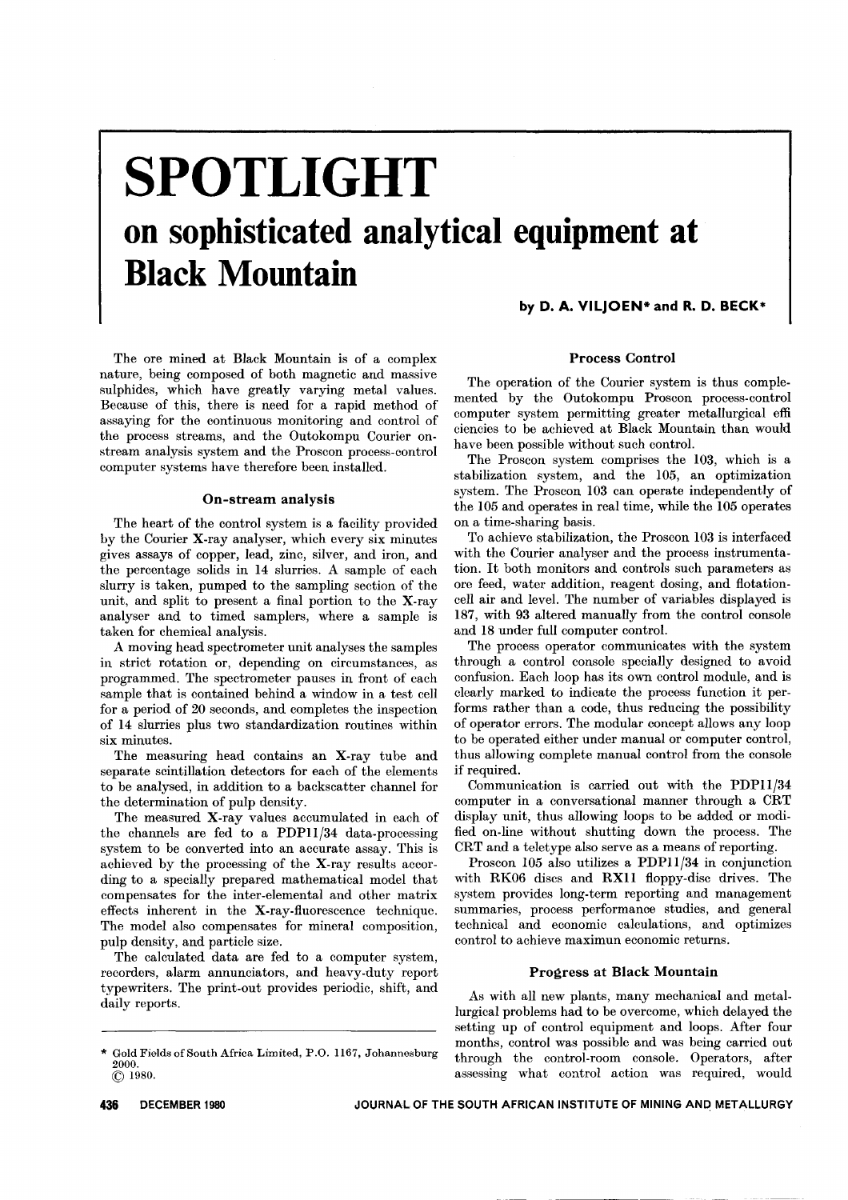# SPOTLIGHT

## on sophisticated analytical equipment at Black Mountain

**by D. A. VILJOEN\* and R. D. BECK\***

The ore mined at Black Mountain is of a complex nature, being composed of both magnetic and massive sulphides, which have greatly varying metal values. Because of this, there is need for a rapid method of assaying for the continuous monitoring and control of the process streams, and the Outokumpu Courier on-stream analysis system and the Proscon process-control computer systems have therefore been installed.

### On-stream analysis

The heart of the control system is a facility provided by the Courier X-ray analyser, which every six minutes gives assays of copper, lead, zinc, silver, and iron, and the percentage solids in 14 slurries. A sample of each slurry is taken, pumped to the sampling section of the unit, and split to present a final portion to the X-ray analyser and to timed samplers, where a sample is taken for chemical analysis.

A moving head spectrometer unit analyses the samples in strict rotation or, depending on circumstances, as programmed. The spectrometer pauses in front of each sample that is contained behind a window in a test cell for a period of 20 seconds, and completes the inspection of 14 slurries plus two standardization routines within six minutes.

The measuring head contains an X-ray tube and separate scintillation detectors for each of the elements to be analysed, in addition to a backscatter channel for the determination of pulp density.

The measured X-ray values accumulated in each of the channels are fed to a PDP11/34 data-processing system to be converted into an accurate assay. This is achieved by the processing of the X-ray results according to a specially prepared mathematical model that compensates for the inter-elemental and other matrix effects inherent in the X-ray-fluorescence technique. The model also compensates for mineral composition, pulp density, and particle size.

The calculated data are fed to a computer system, recorders, alarm annunciators, and heavy-duty report typewriters. The print-out provides periodic, shift, and daily reports.

\* Gold Fields of South Africa Limited, P.O. 1167, Johannesburg 2000.
© 1980.

### Process Control

The operation of the Courier system is thus complemented by the Outokompu Proscon process-control computer system permitting greater metallurgical efficiencies to be achieved at Black Mountain than would have been possible without such control.

The Proscon system comprises the 103, which is a stabilization system, and the 105, an optimization system. The Proscon 103 can operate independently of the 105 and operates in real time, while the 105 operates on a time-sharing basis.

To achieve stabilization, the Proscon 103 is interfaced with the Courier analyser and the process instrumentation. It both monitors and controls such parameters as ore feed, water addition, reagent dosing, and flotation-cell air and level. The number of variables displayed is 187, with 93 altered manually from the control console and 18 under full computer control.

The process operator communicates with the system through a control console specially designed to avoid confusion. Each loop has its own control module, and is clearly marked to indicate the process function it performs rather than a code, thus reducing the possibility of operator errors. The modular concept allows any loop to be operated either under manual or computer control, thus allowing complete manual control from the console if required.

Communication is carried out with the PDP11/34 computer in a conversational manner through a CRT display unit, thus allowing loops to be added or modified on-line without shutting down the process. The CRT and a teletype also serve as a means of reporting.

Proscon 105 also utilizes a PDP11/34 in conjunction with RK06 discs and RX11 floppy-disc drives. The system provides long-term reporting and management summaries, process performance studies, and general technical and economic calculations, and optimizes control to achieve maximun economic returns.

### Progress at Black Mountain

As with all new plants, many mechanical and metallurgical problems had to be overcome, which delayed the setting up of control equipment and loops. After four months, control was possible and was being carried out through the control-room console. Operators, after assessing what control action was required, would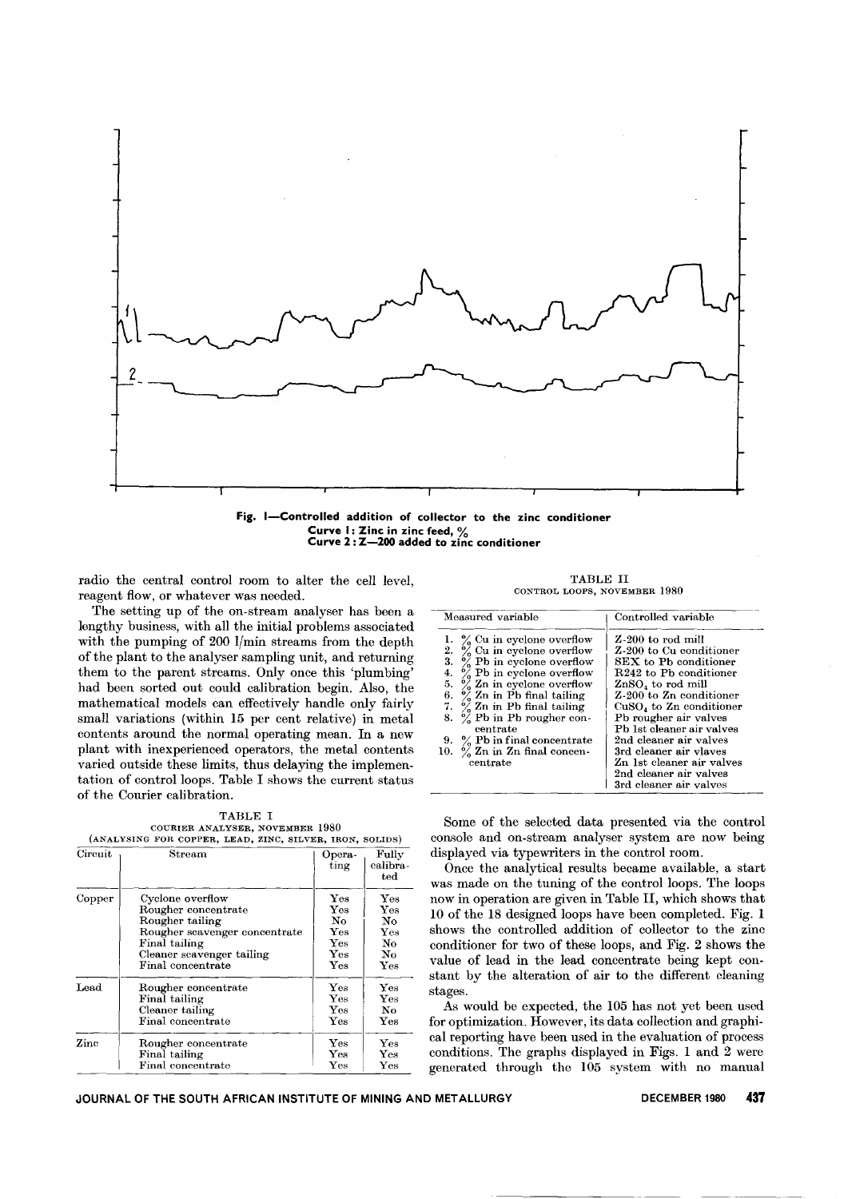Fig. 1—Controlled addition of collector to the zinc conditioner
Curve 1: Zinc in zinc feed, %
Curve 2: Z—200 added to zinc conditioner

radio the central control room to alter the cell level, reagent flow, or whatever was needed.

The setting up of the on-stream analyser has been a lengthy business, with all the initial problems associated with the pumping of 200 l/min streams from the depth of the plant to the analyser sampling unit, and returning them to the parent streams. Only once this 'plumbing' had been sorted out could calibration begin. Also, the mathematical models can effectively handle only fairly small variations (within 15 per cent relative) in metal contents around the normal operating mean. In a new plant with inexperienced operators, the metal contents varied outside these limits, thus delaying the implementation of control loops. Table I shows the current status of the Courier calibration.

TABLE I
COURIER ANALYSER, NOVEMBER 1980
(ANALYSING FOR COPPER, LEAD, ZINC, SILVER, IRON, SOLIDS)

| Circuit | Stream | Operating | Fully calibrated |
|---|---|---|---|
| Copper | Cyclone overflow | Yes | Yes |
| | Rougher concentrate | Yes | Yes |
| | Rougher tailing | No | No |
| | Rougher scavenger concentrate | Yes | Yes |
| | Final tailing | Yes | No |
| | Cleaner scavenger tailing | Yes | No |
| | Final concentrate | Yes | Yes |
| Lead | Rougher concentrate | Yes | Yes |
| | Final tailing | Yes | Yes |
| | Cleaner tailing | Yes | No |
| | Final concentrate | Yes | Yes |
| Zinc | Rougher concentrate | Yes | Yes |
| | Final tailing | Yes | Yes |
| | Final concentrate | Yes | Yes |

TABLE II
CONTROL LOOPS, NOVEMBER 1980

| Measured variable | Controlled variable |
|---|---|
| 1. % Cu in cyclone overflow | Z-200 to rod mill |
| 2. % Cu in cyclone overflow | Z-200 to Cu conditioner |
| 3. % Pb in cyclone overflow | SEX to Pb conditioner |
| 4. % Pb in cyclone overflow | R242 to Pb conditioner |
| 5. % Zn in cyclone overflow | $ZnSO_4$ to rod mill |
| 6. % Zn in Pb final tailing | Z-200 to Zn conditioner |
| 7. % Zn in Pb final tailing | $CuSO_4$ to Zn conditioner |
| 8. % Pb in Pb rougher concentrate | Pb rougher air valves |
| | Pb 1st cleaner air valves |
| 9. % Pb in final concentrate | 2nd cleaner air valves |
| | 3rd cleaner air vlaves |
| 10. % Zn in Zn final concentrate | Zn 1st cleaner air valves |
| | 2nd cleaner air valves |
| | 3rd cleaner air valves |

Some of the selected data presented via the control console and on-stream analyser system are now being displayed via typewriters in the control room.

Once the analytical results became available, a start was made on the tuning of the control loops. The loops now in operation are given in Table II, which shows that 10 of the 18 designed loops have been completed. Fig. 1 shows the controlled addition of collector to the zinc conditioner for two of these loops, and Fig. 2 shows the value of lead in the lead concentrate being kept constant by the alteration of air to the different cleaning stages.

As would be expected, the 105 has not yet been used for optimization. However, its data collection and graphical reporting have been used in the evaluation of process conditions. The graphs displayed in Figs. 1 and 2 were generated through the 105 system with no manual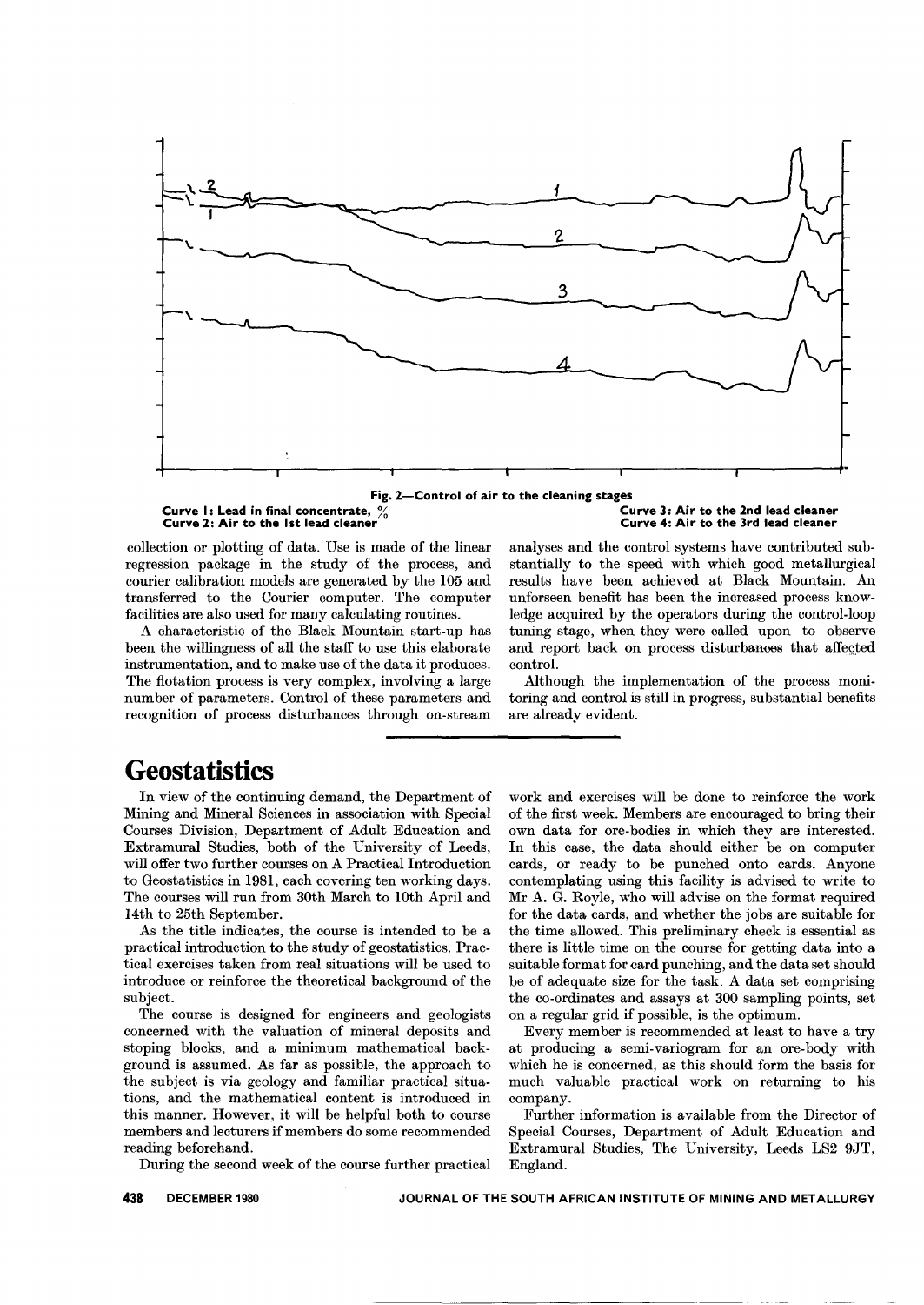1

2

3

4

Fig. 2—Control of air to the cleaning stages

**Curve 1: Lead in final concentrate, %**
**Curve 2: Air to the 1st lead cleaner**
**Curve 3: Air to the 2nd lead cleaner**
**Curve 4: Air to the 3rd lead cleaner**

collection or plotting of data. Use is made of the linear regression package in the study of the process, and courier calibration models are generated by the 105 and transferred to the Courier computer. The computer facilities are also used for many calculating routines.

A characteristic of the Black Mountain start-up has been the willingness of all the staff to use this elaborate instrumentation, and to make use of the data it produces. The flotation process is very complex, involving a large number of parameters. Control of these parameters and recognition of process disturbances through on-stream analyses and the control systems have contributed substantially to the speed with which good metallurgical results have been achieved at Black Mountain. An unforseen benefit has been the increased process knowledge acquired by the operators during the control-loop tuning stage, when they were called upon to observe and report back on process disturbances that affected control.

Although the implementation of the process monitoring and control is still in progress, substantial benefits are already evident.

# Geostatistics

In view of the continuing demand, the Department of Mining and Mineral Sciences in association with Special Courses Division, Department of Adult Education and Extramural Studies, both of the University of Leeds, will offer two further courses on A Practical Introduction to Geostatistics in 1981, each covering ten working days. The courses will run from 30th March to 10th April and 14th to 25th September.

As the title indicates, the course is intended to be a practical introduction to the study of geostatistics. Practical exercises taken from real situations will be used to introduce or reinforce the theoretical background of the subject.

The course is designed for engineers and geologists concerned with the valuation of mineral deposits and stoping blocks, and a minimum mathematical background is assumed. As far as possible, the approach to the subject is via geology and familiar practical situations, and the mathematical content is introduced in this manner. However, it will be helpful both to course members and lecturers if members do some recommended reading beforehand.

During the second week of the course further practical work and exercises will be done to reinforce the work of the first week. Members are encouraged to bring their own data for ore-bodies in which they are interested. In this case, the data should either be on computer cards, or ready to be punched onto cards. Anyone contemplating using this facility is advised to write to Mr A. G. Royle, who will advise on the format required for the data cards, and whether the jobs are suitable for the time allowed. This preliminary check is essential as there is little time on the course for getting data into a suitable format for card punching, and the data set should be of adequate size for the task. A data set comprising the co-ordinates and assays at 300 sampling points, set on a regular grid if possible, is the optimum.

Every member is recommended at least to have a try at producing a semi-variogram for an ore-body with which he is concerned, as this should form the basis for much valuable practical work on returning to his company.

Further information is available from the Director of Special Courses, Department of Adult Education and Extramural Studies, The University, Leeds LS2 9JT, England.